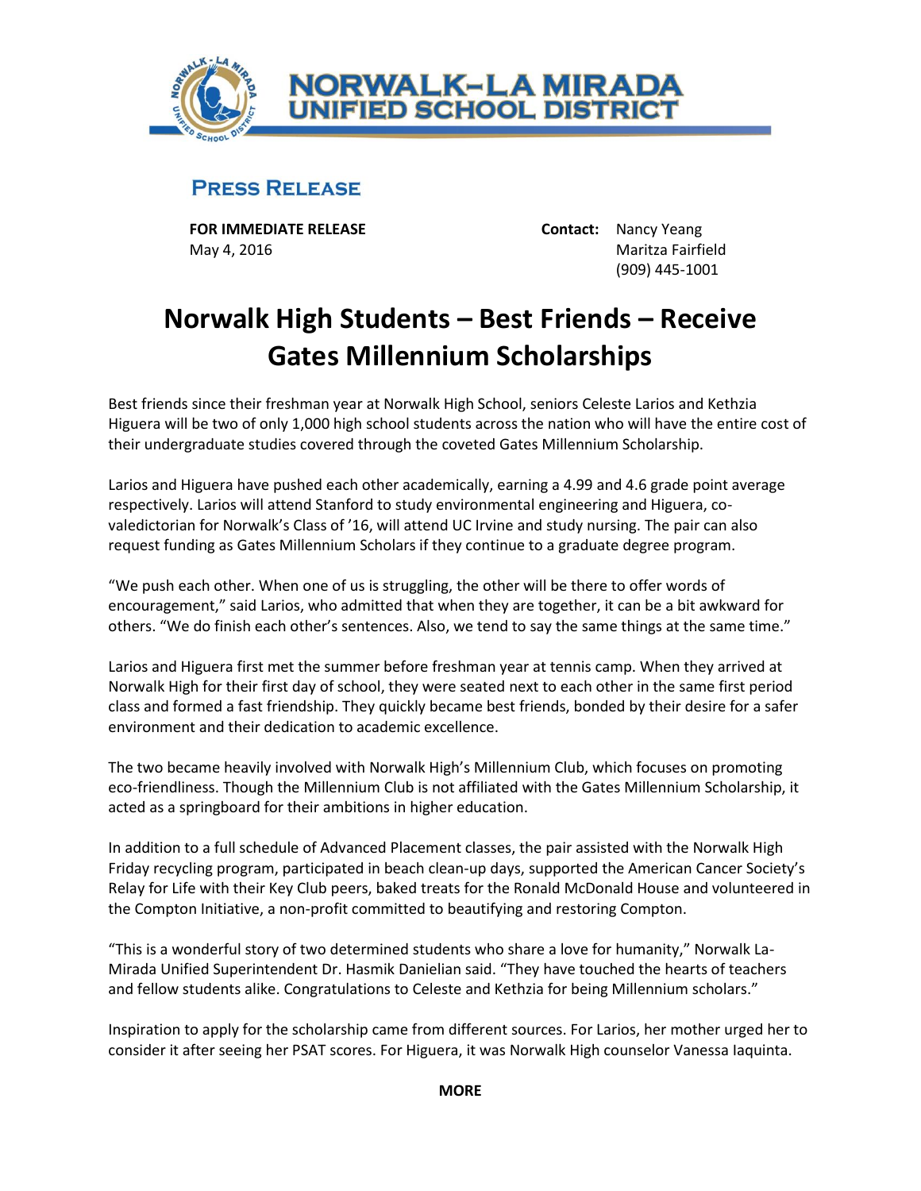NORWALK–LA MIRADA UNIFIED SCHOOL DISTRICT

## PRESS RELEASE

**FOR IMMEDIATE RELEASE**
May 4, 2016

**Contact:** Nancy Yeang
Maritza Fairfield
(909) 445-1001

# Norwalk High Students – Best Friends – Receive Gates Millennium Scholarships

Best friends since their freshman year at Norwalk High School, seniors Celeste Larios and Kethzia Higuera will be two of only 1,000 high school students across the nation who will have the entire cost of their undergraduate studies covered through the coveted Gates Millennium Scholarship.

Larios and Higuera have pushed each other academically, earning a 4.99 and 4.6 grade point average respectively. Larios will attend Stanford to study environmental engineering and Higuera, co-valedictorian for Norwalk's Class of '16, will attend UC Irvine and study nursing. The pair can also request funding as Gates Millennium Scholars if they continue to a graduate degree program.

"We push each other. When one of us is struggling, the other will be there to offer words of encouragement," said Larios, who admitted that when they are together, it can be a bit awkward for others. "We do finish each other's sentences. Also, we tend to say the same things at the same time."

Larios and Higuera first met the summer before freshman year at tennis camp. When they arrived at Norwalk High for their first day of school, they were seated next to each other in the same first period class and formed a fast friendship. They quickly became best friends, bonded by their desire for a safer environment and their dedication to academic excellence.

The two became heavily involved with Norwalk High's Millennium Club, which focuses on promoting eco-friendliness. Though the Millennium Club is not affiliated with the Gates Millennium Scholarship, it acted as a springboard for their ambitions in higher education.

In addition to a full schedule of Advanced Placement classes, the pair assisted with the Norwalk High Friday recycling program, participated in beach clean-up days, supported the American Cancer Society's Relay for Life with their Key Club peers, baked treats for the Ronald McDonald House and volunteered in the Compton Initiative, a non-profit committed to beautifying and restoring Compton.

"This is a wonderful story of two determined students who share a love for humanity," Norwalk La-Mirada Unified Superintendent Dr. Hasmik Danielian said. "They have touched the hearts of teachers and fellow students alike. Congratulations to Celeste and Kethzia for being Millennium scholars."

Inspiration to apply for the scholarship came from different sources. For Larios, her mother urged her to consider it after seeing her PSAT scores. For Higuera, it was Norwalk High counselor Vanessa Iaquinta.

**MORE**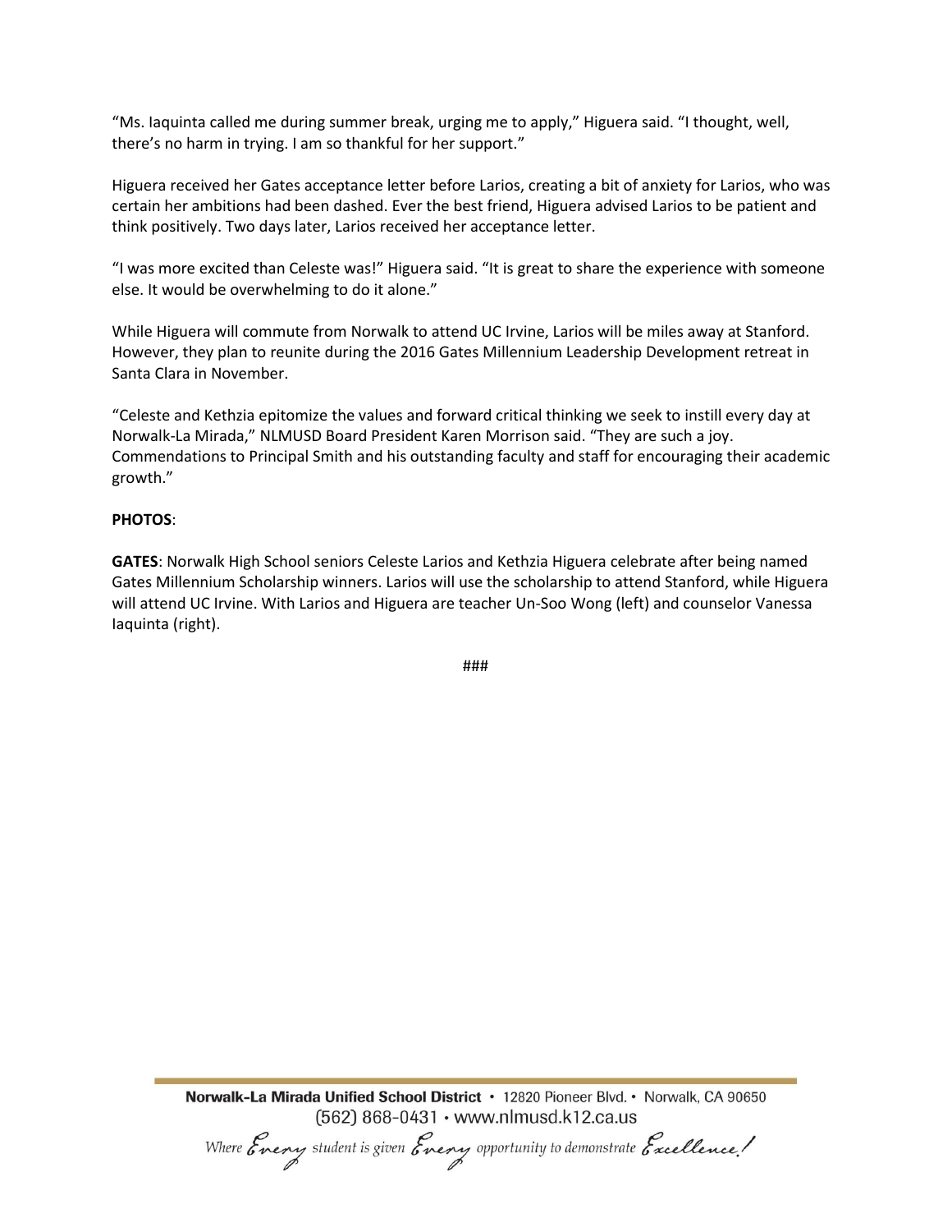"Ms. Iaquinta called me during summer break, urging me to apply," Higuera said. "I thought, well, there's no harm in trying. I am so thankful for her support."

Higuera received her Gates acceptance letter before Larios, creating a bit of anxiety for Larios, who was certain her ambitions had been dashed. Ever the best friend, Higuera advised Larios to be patient and think positively. Two days later, Larios received her acceptance letter.

"I was more excited than Celeste was!" Higuera said. "It is great to share the experience with someone else. It would be overwhelming to do it alone."

While Higuera will commute from Norwalk to attend UC Irvine, Larios will be miles away at Stanford. However, they plan to reunite during the 2016 Gates Millennium Leadership Development retreat in Santa Clara in November.

"Celeste and Kethzia epitomize the values and forward critical thinking we seek to instill every day at Norwalk-La Mirada," NLMUSD Board President Karen Morrison said. "They are such a joy. Commendations to Principal Smith and his outstanding faculty and staff for encouraging their academic growth."

**PHOTOS**:

**GATES**: Norwalk High School seniors Celeste Larios and Kethzia Higuera celebrate after being named Gates Millennium Scholarship winners. Larios will use the scholarship to attend Stanford, while Higuera will attend UC Irvine. With Larios and Higuera are teacher Un-Soo Wong (left) and counselor Vanessa Iaquinta (right).

###

**Norwalk-La Mirada Unified School District** • 12820 Pioneer Blvd. • Norwalk, CA 90650
(562) 868-0431 • www.nlmusd.k12.ca.us

*Where Every student is given Every opportunity to demonstrate Excellence!*